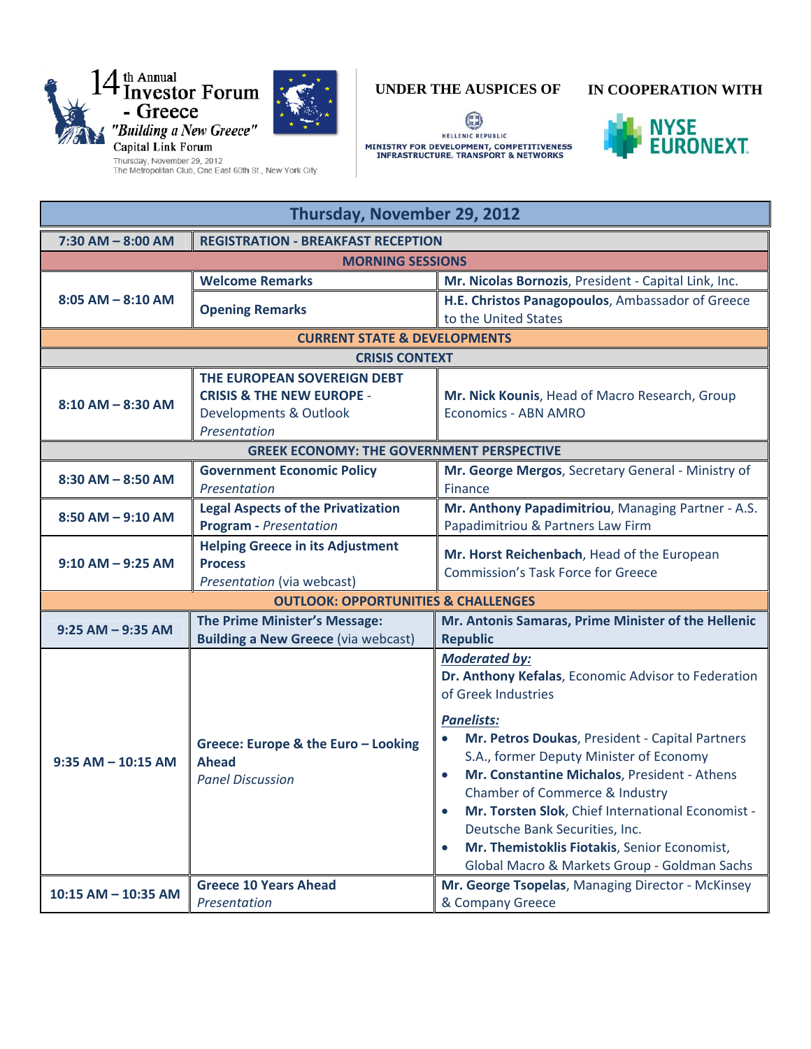# 14th Annual Investor Forum - Greece

*"Building a New Greece"*

Capital Link Forum

Thursday, November 29, 2012
The Metropolitan Club, One East 60th St., New York City

**UNDER THE AUSPICES OF**

HELLENIC REPUBLIC
MINISTRY FOR DEVELOPMENT, COMPETITIVENESS INFRASTRUCTURE, TRANSPORT & NETWORKS

**IN COOPERATION WITH**

NYSE EURONEXT

| Thursday, November 29, 2012 | | |
|---|---|---|
| **7:30 AM – 8:00 AM** | **REGISTRATION - BREAKFAST RECEPTION** | |
| **MORNING SESSIONS** | | |
| **8:05 AM – 8:10 AM** | **Welcome Remarks** | **Mr. Nicolas Bornozis**, President - Capital Link, Inc. |
| | **Opening Remarks** | **H.E. Christos Panagopoulos**, Ambassador of Greece to the United States |
| **CURRENT STATE & DEVELOPMENTS** | | |
| **CRISIS CONTEXT** | | |
| **8:10 AM – 8:30 AM** | **THE EUROPEAN SOVEREIGN DEBT CRISIS & THE NEW EUROPE** - Developments & Outlook *Presentation* | **Mr. Nick Kounis**, Head of Macro Research, Group Economics - ABN AMRO |
| **GREEK ECONOMY: THE GOVERNMENT PERSPECTIVE** | | |
| **8:30 AM – 8:50 AM** | **Government Economic Policy** *Presentation* | **Mr. George Mergos**, Secretary General - Ministry of Finance |
| **8:50 AM – 9:10 AM** | **Legal Aspects of the Privatization Program** - *Presentation* | **Mr. Anthony Papadimitriou**, Managing Partner - A.S. Papadimitriou & Partners Law Firm |
| **9:10 AM – 9:25 AM** | **Helping Greece in its Adjustment Process** *Presentation* (via webcast) | **Mr. Horst Reichenbach**, Head of the European Commission's Task Force for Greece |
| **OUTLOOK: OPPORTUNITIES & CHALLENGES** | | |
| **9:25 AM – 9:35 AM** | **The Prime Minister's Message: Building a New Greece** (via webcast) | **Mr. Antonis Samaras, Prime Minister of the Hellenic Republic** |
| **9:35 AM – 10:15 AM** | **Greece: Europe & the Euro – Looking Ahead** *Panel Discussion* | ***Moderated by:*** **Dr. Anthony Kefalas**, Economic Advisor to Federation of Greek Industries<br><br>***Panelists:***<br>• **Mr. Petros Doukas**, President - Capital Partners S.A., former Deputy Minister of Economy<br>• **Mr. Constantine Michalos**, President - Athens Chamber of Commerce & Industry<br>• **Mr. Torsten Slok**, Chief International Economist - Deutsche Bank Securities, Inc.<br>• **Mr. Themistoklis Fiotakis**, Senior Economist, Global Macro & Markets Group - Goldman Sachs |
| **10:15 AM – 10:35 AM** | **Greece 10 Years Ahead** *Presentation* | **Mr. George Tsopelas**, Managing Director - McKinsey & Company Greece |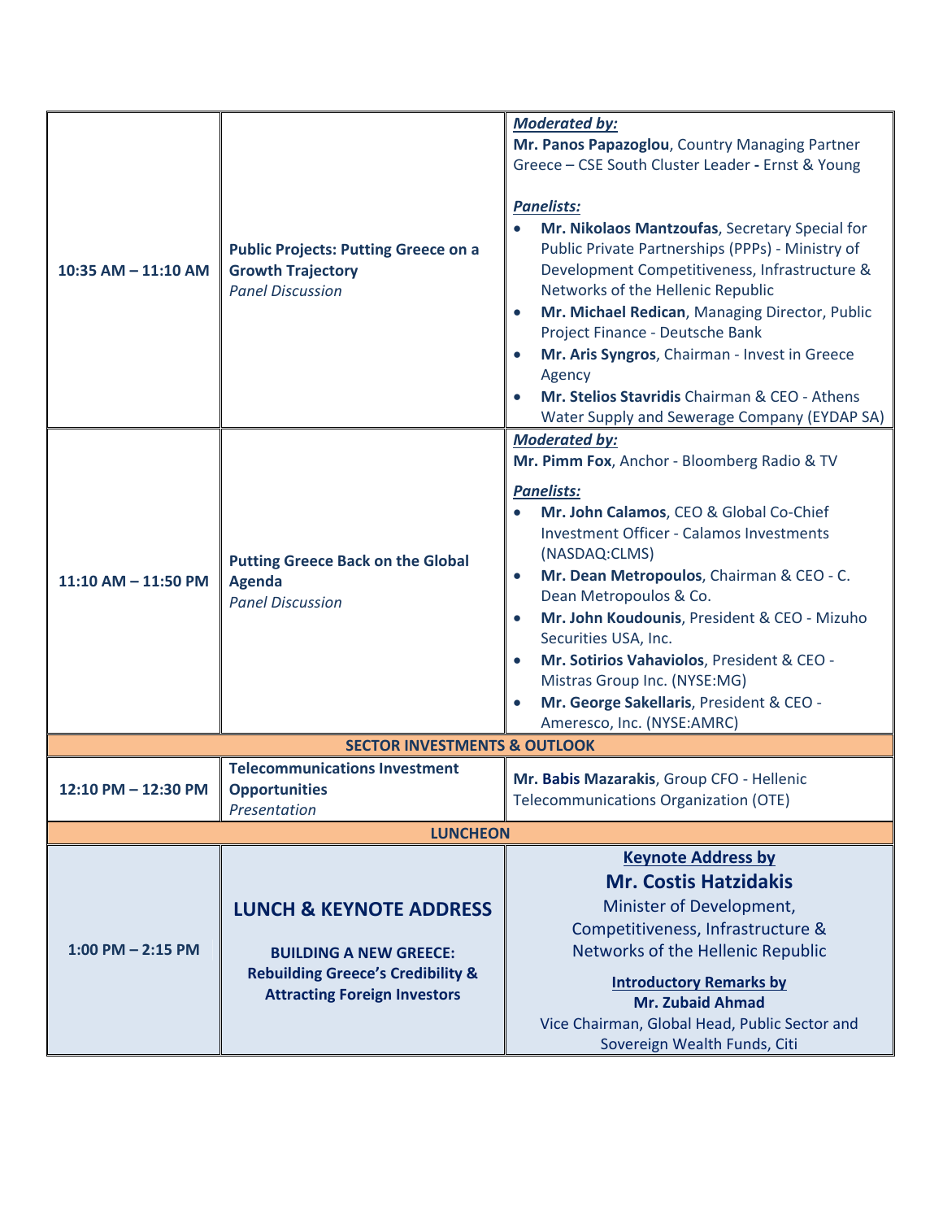| | | |
|---|---|---|
| **10:35 AM – 11:10 AM** | **Public Projects: Putting Greece on a Growth Trajectory**<br>*Panel Discussion* | ***Moderated by:***<br>**Mr. Panos Papazoglou**, Country Managing Partner Greece – CSE South Cluster Leader **-** Ernst & Young<br><br>***Panelists:***<br>• **Mr. Nikolaos Mantzoufas**, Secretary Special for Public Private Partnerships (PPPs) - Ministry of Development Competitiveness, Infrastructure & Networks of the Hellenic Republic<br>• **Mr. Michael Redican**, Managing Director, Public Project Finance - Deutsche Bank<br>• **Mr. Aris Syngros**, Chairman - Invest in Greece Agency<br>• **Mr. Stelios Stavridis** Chairman & CEO - Athens Water Supply and Sewerage Company (EYDAP SA) |
| **11:10 AM – 11:50 PM** | **Putting Greece Back on the Global Agenda**<br>*Panel Discussion* | ***Moderated by:***<br>**Mr. Pimm Fox**, Anchor - Bloomberg Radio & TV<br><br>***Panelists:***<br>• **Mr. John Calamos**, CEO & Global Co-Chief Investment Officer - Calamos Investments (NASDAQ:CLMS)<br>• **Mr. Dean Metropoulos**, Chairman & CEO - C. Dean Metropoulos & Co.<br>• **Mr. John Koudounis**, President & CEO - Mizuho Securities USA, Inc.<br>• **Mr. Sotirios Vahaviolos**, President & CEO - Mistras Group Inc. (NYSE:MG)<br>• **Mr. George Sakellaris**, President & CEO - Ameresco, Inc. (NYSE:AMRC) |
| **SECTOR INVESTMENTS & OUTLOOK** | | |
| **12:10 PM – 12:30 PM** | **Telecommunications Investment Opportunities**<br>*Presentation* | **Mr. Babis Mazarakis**, Group CFO - Hellenic Telecommunications Organization (OTE) |
| **LUNCHEON** | | |
| **1:00 PM – 2:15 PM** | **LUNCH & KEYNOTE ADDRESS**<br><br>**BUILDING A NEW GREECE: Rebuilding Greece's Credibility & Attracting Foreign Investors** | **Keynote Address by**<br>**Mr. Costis Hatzidakis**<br>Minister of Development, Competitiveness, Infrastructure & Networks of the Hellenic Republic<br><br>**Introductory Remarks by**<br>**Mr. Zubaid Ahmad**<br>Vice Chairman, Global Head, Public Sector and Sovereign Wealth Funds, Citi |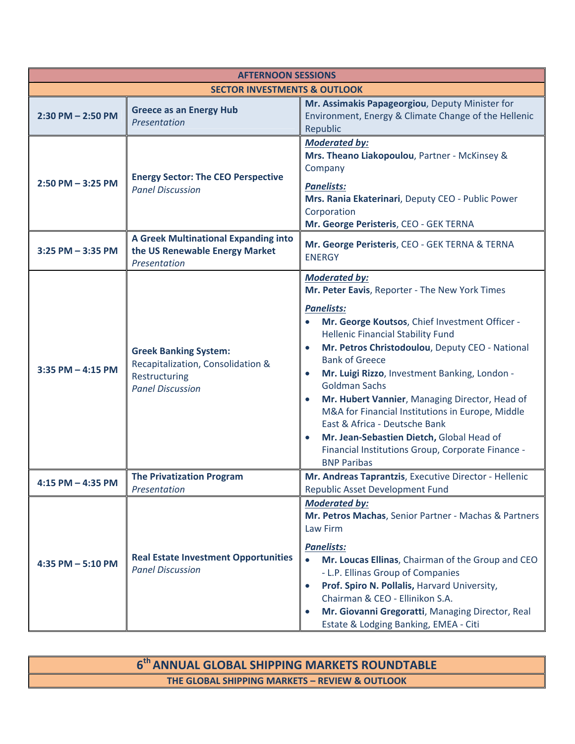| AFTERNOON SESSIONS | | |
|---|---|---|
| **SECTOR INVESTMENTS & OUTLOOK** | | |
| **2:30 PM – 2:50 PM** | **Greece as an Energy Hub** *Presentation* | **Mr. Assimakis Papageorgiou**, Deputy Minister for Environment, Energy & Climate Change of the Hellenic Republic |
| **2:50 PM – 3:25 PM** | **Energy Sector: The CEO Perspective** *Panel Discussion* | ***Moderated by:*** **Mrs. Theano Liakopoulou**, Partner - McKinsey & Company<br>***Panelists:*** **Mrs. Rania Ekaterinari**, Deputy CEO - Public Power Corporation<br>**Mr. George Peristeris**, CEO - GEK TERNA |
| **3:25 PM – 3:35 PM** | **A Greek Multinational Expanding into the US Renewable Energy Market** *Presentation* | **Mr. George Peristeris**, CEO - GEK TERNA & TERNA ENERGY |
| **3:35 PM – 4:15 PM** | **Greek Banking System:** Recapitalization, Consolidation & Restructuring *Panel Discussion* | ***Moderated by:*** **Mr. Peter Eavis**, Reporter - The New York Times<br>***Panelists:***<br>• **Mr. George Koutsos**, Chief Investment Officer - Hellenic Financial Stability Fund<br>• **Mr. Petros Christodoulou**, Deputy CEO - National Bank of Greece<br>• **Mr. Luigi Rizzo**, Investment Banking, London - Goldman Sachs<br>• **Mr. Hubert Vannier**, Managing Director, Head of M&A for Financial Institutions in Europe, Middle East & Africa - Deutsche Bank<br>• **Mr. Jean-Sebastien Dietch,** Global Head of Financial Institutions Group, Corporate Finance - BNP Paribas |
| **4:15 PM – 4:35 PM** | **The Privatization Program** *Presentation* | **Mr. Andreas Taprantzis**, Executive Director - Hellenic Republic Asset Development Fund |
| **4:35 PM – 5:10 PM** | **Real Estate Investment Opportunities** *Panel Discussion* | ***Moderated by:*** **Mr. Petros Machas**, Senior Partner - Machas & Partners Law Firm<br>***Panelists:***<br>• **Mr. Loucas Ellinas**, Chairman of the Group and CEO - L.P. Ellinas Group of Companies<br>• **Prof. Spiro N. Pollalis,** Harvard University, Chairman & CEO - Ellinikon S.A.<br>• **Mr. Giovanni Gregoratti**, Managing Director, Real Estate & Lodging Banking, EMEA - Citi |

## 6th ANNUAL GLOBAL SHIPPING MARKETS ROUNDTABLE

**THE GLOBAL SHIPPING MARKETS – REVIEW & OUTLOOK**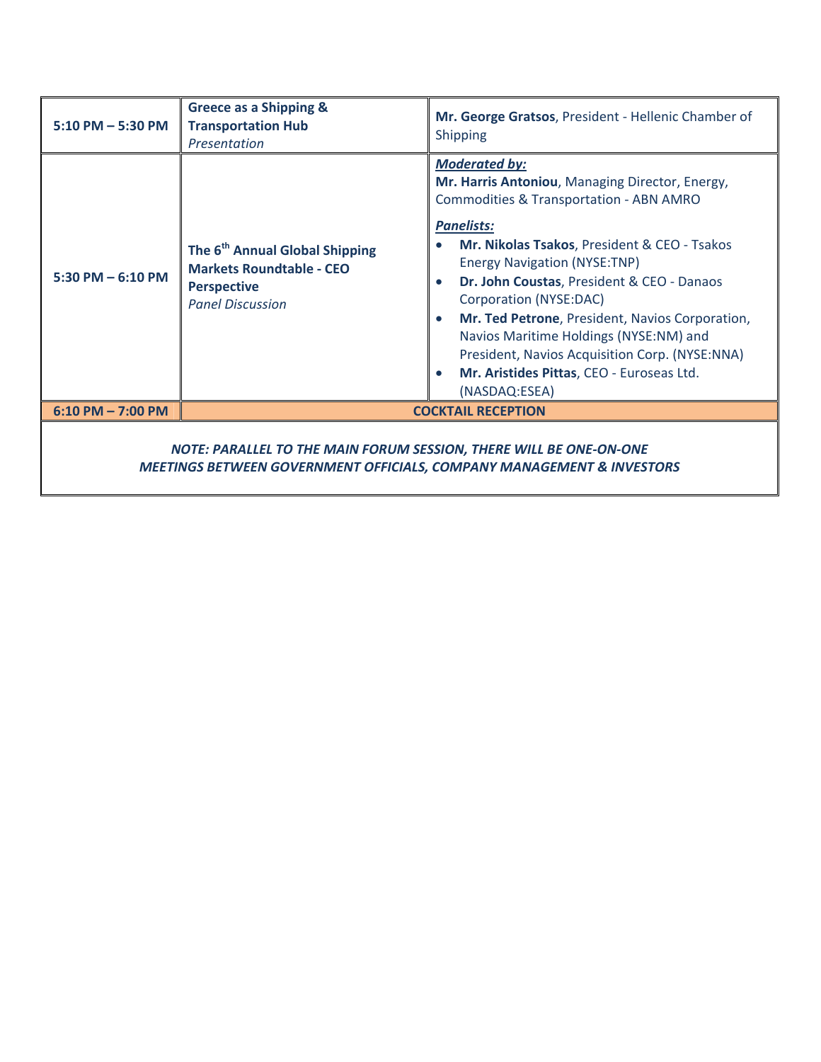| | | |
|---|---|---|
| **5:10 PM – 5:30 PM** | **Greece as a Shipping & Transportation Hub**<br>*Presentation* | **Mr. George Gratsos**, President - Hellenic Chamber of Shipping |
| **5:30 PM – 6:10 PM** | **The 6th Annual Global Shipping Markets Roundtable - CEO Perspective**<br>*Panel Discussion* | ***Moderated by:***<br>**Mr. Harris Antoniou**, Managing Director, Energy, Commodities & Transportation - ABN AMRO<br><br>***Panelists:***<br>• **Mr. Nikolas Tsakos**, President & CEO - Tsakos Energy Navigation (NYSE:TNP)<br>• **Dr. John Coustas**, President & CEO - Danaos Corporation (NYSE:DAC)<br>• **Mr. Ted Petrone**, President, Navios Corporation, Navios Maritime Holdings (NYSE:NM) and President, Navios Acquisition Corp. (NYSE:NNA)<br>• **Mr. Aristides Pittas**, CEO - Euroseas Ltd. (NASDAQ:ESEA) |
| **6:10 PM – 7:00 PM** | **COCKTAIL RECEPTION** | |

***NOTE: PARALLEL TO THE MAIN FORUM SESSION, THERE WILL BE ONE-ON-ONE MEETINGS BETWEEN GOVERNMENT OFFICIALS, COMPANY MANAGEMENT & INVESTORS***